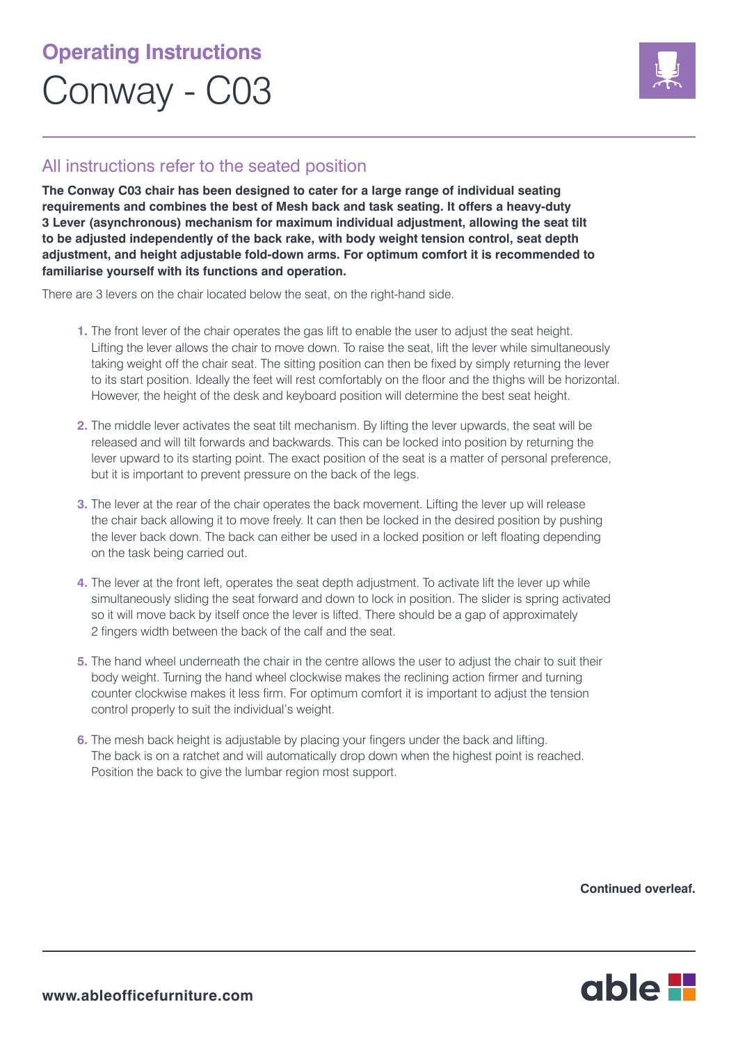# Operating Instructions

# Conway - C03

## All instructions refer to the seated position

**The Conway C03 chair has been designed to cater for a large range of individual seating requirements and combines the best of Mesh back and task seating. It offers a heavy-duty 3 Lever (asynchronous) mechanism for maximum individual adjustment, allowing the seat tilt to be adjusted independently of the back rake, with body weight tension control, seat depth adjustment, and height adjustable fold-down arms. For optimum comfort it is recommended to familiarise yourself with its functions and operation.**

There are 3 levers on the chair located below the seat, on the right-hand side.

1. The front lever of the chair operates the gas lift to enable the user to adjust the seat height. Lifting the lever allows the chair to move down. To raise the seat, lift the lever while simultaneously taking weight off the chair seat. The sitting position can then be fixed by simply returning the lever to its start position. Ideally the feet will rest comfortably on the floor and the thighs will be horizontal. However, the height of the desk and keyboard position will determine the best seat height.

2. The middle lever activates the seat tilt mechanism. By lifting the lever upwards, the seat will be released and will tilt forwards and backwards. This can be locked into position by returning the lever upward to its starting point. The exact position of the seat is a matter of personal preference, but it is important to prevent pressure on the back of the legs.

3. The lever at the rear of the chair operates the back movement. Lifting the lever up will release the chair back allowing it to move freely. It can then be locked in the desired position by pushing the lever back down. The back can either be used in a locked position or left floating depending on the task being carried out.

4. The lever at the front left, operates the seat depth adjustment. To activate lift the lever up while simultaneously sliding the seat forward and down to lock in position. The slider is spring activated so it will move back by itself once the lever is lifted. There should be a gap of approximately 2 fingers width between the back of the calf and the seat.

5. The hand wheel underneath the chair in the centre allows the user to adjust the chair to suit their body weight. Turning the hand wheel clockwise makes the reclining action firmer and turning counter clockwise makes it less firm. For optimum comfort it is important to adjust the tension control properly to suit the individual's weight.

6. The mesh back height is adjustable by placing your fingers under the back and lifting. The back is on a ratchet and will automatically drop down when the highest point is reached. Position the back to give the lumbar region most support.

**Continued overleaf.**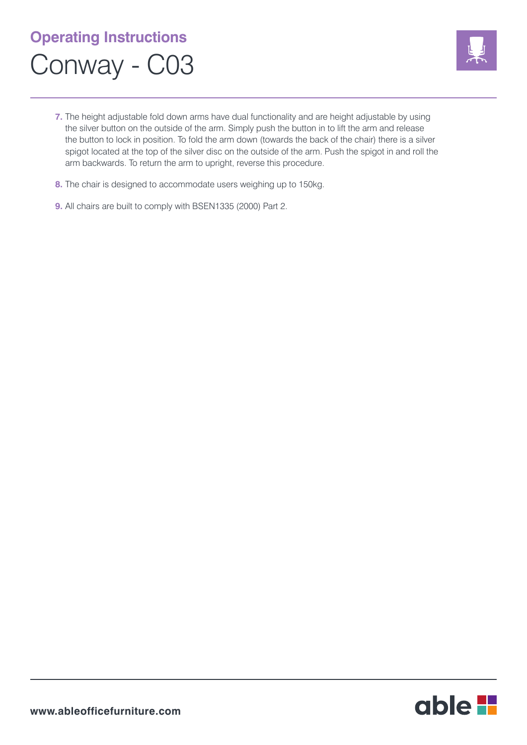## Operating Instructions

# Conway - C03

7. The height adjustable fold down arms have dual functionality and are height adjustable by using the silver button on the outside of the arm. Simply push the button in to lift the arm and release the button to lock in position. To fold the arm down (towards the back of the chair) there is a silver spigot located at the top of the silver disc on the outside of the arm. Push the spigot in and roll the arm backwards. To return the arm to upright, reverse this procedure.

8. The chair is designed to accommodate users weighing up to 150kg.

9. All chairs are built to comply with BSEN1335 (2000) Part 2.